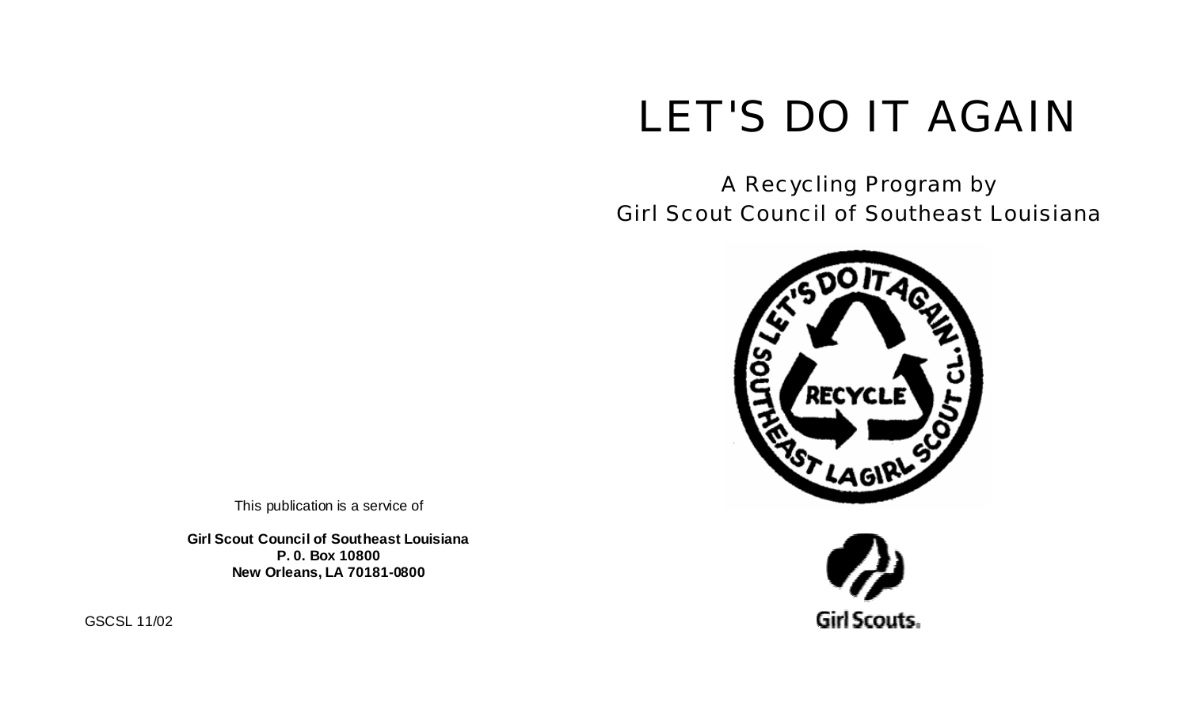# LET'S DO IT AGAIN

A Recycling Program by
Girl Scout Council of Southeast Louisiana

This publication is a service of

**Girl Scout Council of Southeast Louisiana**
**P. 0. Box 10800**
**New Orleans, LA 70181-0800**

GSCSL 11/02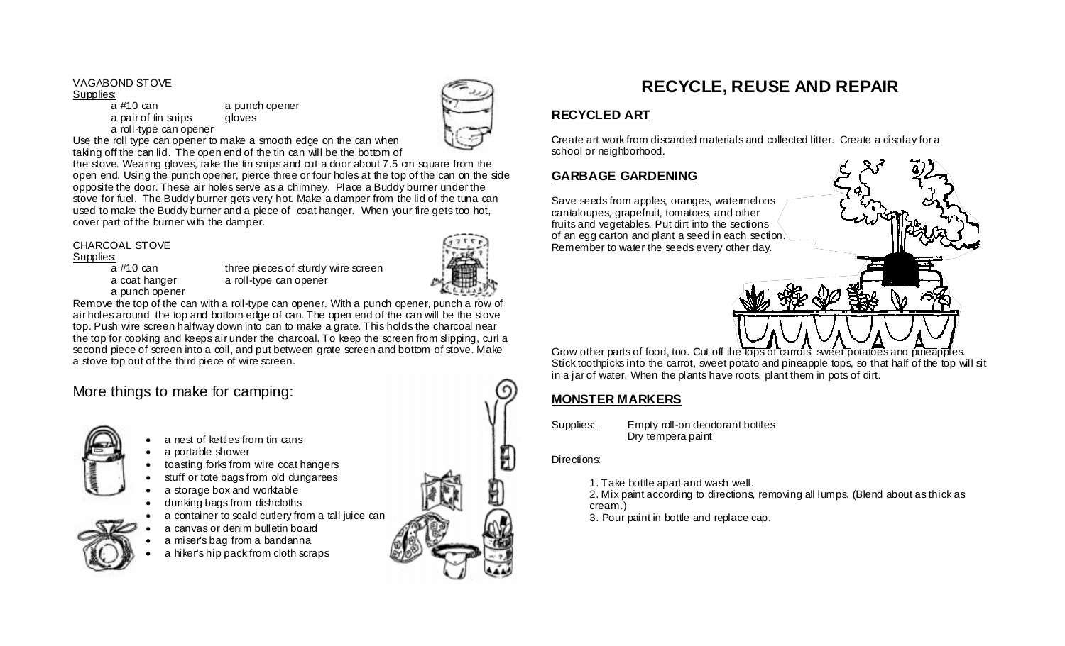VAGABOND STOVE

Supplies:

- a #10 can
- a punch opener
- a pair of tin snips
- gloves
- a roll-type can opener

Use the roll type can opener to make a smooth edge on the can when taking off the can lid. The open end of the tin can will be the bottom of the stove. Wearing gloves, take the tin snips and cut a door about 7.5 cm square from the open end. Using the punch opener, pierce three or four holes at the top of the can on the side opposite the door. These air holes serve as a chimney. Place a Buddy burner under the stove for fuel. The Buddy burner gets very hot. Make a damper from the lid of the tuna can used to make the Buddy burner and a piece of coat hanger. When your fire gets too hot, cover part of the burner with the damper.

CHARCOAL STOVE

Supplies:

- a #10 can
- three pieces of sturdy wire screen
- a coat hanger
- a roll-type can opener
- a punch opener

Remove the top of the can with a roll-type can opener. With a punch opener, punch a row of air holes around the top and bottom edge of can. The open end of the can will be the stove top. Push wire screen halfway down into can to make a grate. This holds the charcoal near the top for cooking and keeps air under the charcoal. To keep the screen from slipping, curl a second piece of screen into a coil, and put between grate screen and bottom of stove. Make a stove top out of the third piece of wire screen.

## More things to make for camping:

- a nest of kettles from tin cans
- a portable shower
- toasting forks from wire coat hangers
- stuff or tote bags from old dungarees
- a storage box and worktable
- dunking bags from dishcloths
- a container to scald cutlery from a tall juice can
- a canvas or denim bulletin board
- a miser's bag from a bandanna
- a hiker's hip pack from cloth scraps

# RECYCLE, REUSE AND REPAIR

## RECYCLED ART

Create art work from discarded materials and collected litter. Create a display for a school or neighborhood.

## GARBAGE GARDENING

Save seeds from apples, oranges, watermelons cantaloupes, grapefruit, tomatoes, and other fruits and vegetables. Put dirt into the sections of an egg carton and plant a seed in each section. Remember to water the seeds every other day.

Grow other parts of food, too. Cut off the tops of carrots, sweet potatoes and pineapples. Stick toothpicks into the carrot, sweet potato and pineapple tops, so that half of the top will sit in a jar of water. When the plants have roots, plant them in pots of dirt.

## MONSTER MARKERS

Supplies:
Empty roll-on deodorant bottles
Dry tempera paint

Directions:

1. Take bottle apart and wash well.
2. Mix paint according to directions, removing all lumps. (Blend about as thick as cream.)
3. Pour paint in bottle and replace cap.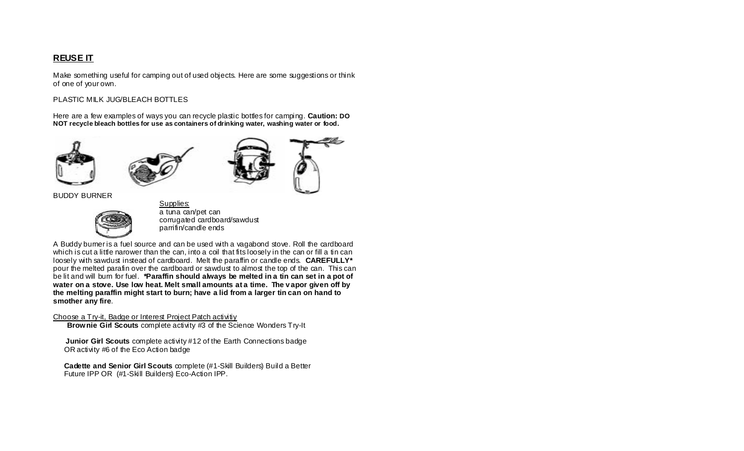## REUSE IT

Make something useful for camping out of used objects. Here are some suggestions or think of one of your own.

PLASTIC MILK JUG/BLEACH BOTTLES

Here are a few examples of ways you can recycle plastic bottles for camping. **Caution: DO NOT recycle bleach bottles for use as containers of drinking water, washing water or food.**

BUDDY BURNER

Supplies:
a tuna can/pet can
corrugated cardboard/sawdust
parrifin/candle ends

A Buddy burner is a fuel source and can be used with a vagabond stove. Roll the cardboard which is cut a little narower than the can, into a coil that fits loosely in the can or fill a tin can loosely with sawdust instead of cardboard. Melt the paraffin or candle ends. **CAREFULLY*** pour the melted parafin over the cardboard or sawdust to almost the top of the can. This can be lit and will burn for fuel. ***Paraffin should always be melted in a tin can set in a pot of water on a stove. Use low heat. Melt small amounts at a time. The vapor given off by the melting paraffin might start to burn; have a lid from a larger tin can on hand to smother any fire**.

Choose a Try-it, Badge or Interest Project Patch activitiy

**Brownie Girl Scouts** complete activity #3 of the Science Wonders Try-It

**Junior Girl Scouts** complete activity #12 of the Earth Connections badge OR activity #6 of the Eco Action badge

**Cadette and Senior Girl Scouts** complete (#1-Skill Builders) Build a Better Future IPP OR (#1-Skill Builders) Eco-Action IPP.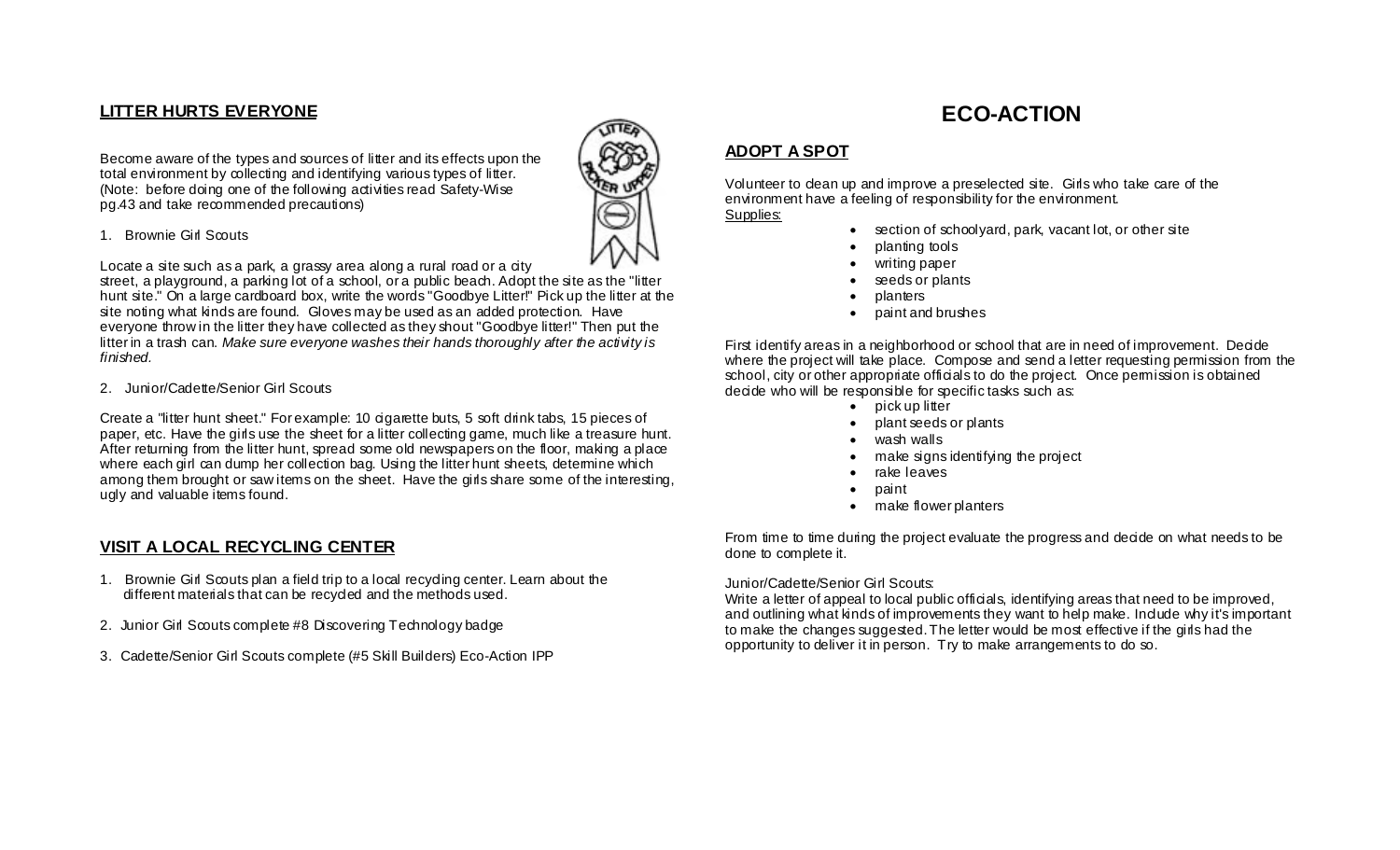## LITTER HURTS EVERYONE

Become aware of the types and sources of litter and its effects upon the total environment by collecting and identifying various types of litter. (Note: before doing one of the following activities read Safety-Wise pg.43 and take recommended precautions)

1. Brownie Girl Scouts

Locate a site such as a park, a grassy area along a rural road or a city street, a playground, a parking lot of a school, or a public beach. Adopt the site as the "litter hunt site." On a large cardboard box, write the words "Goodbye Litter!" Pick up the litter at the site noting what kinds are found. Gloves may be used as an added protection. Have everyone throw in the litter they have collected as they shout "Goodbye litter!" Then put the litter in a trash can. *Make sure everyone washes their hands thoroughly after the activity is finished.*

2. Junior/Cadette/Senior Girl Scouts

Create a "litter hunt sheet." For example: 10 cigarette buts, 5 soft drink tabs, 15 pieces of paper, etc. Have the girls use the sheet for a litter collecting game, much like a treasure hunt. After returning from the litter hunt, spread some old newspapers on the floor, making a place where each girl can dump her collection bag. Using the litter hunt sheets, determine which among them brought or saw items on the sheet. Have the girls share some of the interesting, ugly and valuable items found.

## VISIT A LOCAL RECYCLING CENTER

1. Brownie Girl Scouts plan a field trip to a local recycling center. Learn about the different materials that can be recycled and the methods used.
2. Junior Girl Scouts complete #8 Discovering Technology badge
3. Cadette/Senior Girl Scouts complete (#5 Skill Builders) Eco-Action IPP

# ECO-ACTION

## ADOPT A SPOT

Volunteer to clean up and improve a preselected site. Girls who take care of the environment have a feeling of responsibility for the environment.

Supplies:

- section of schoolyard, park, vacant lot, or other site
- planting tools
- writing paper
- seeds or plants
- planters
- paint and brushes

First identify areas in a neighborhood or school that are in need of improvement. Decide where the project will take place. Compose and send a letter requesting permission from the school, city or other appropriate officials to do the project. Once permission is obtained decide who will be responsible for specific tasks such as:

- pick up litter
- plant seeds or plants
- wash walls
- make signs identifying the project
- rake leaves
- paint
- make flower planters

From time to time during the project evaluate the progress and decide on what needs to be done to complete it.

Junior/Cadette/Senior Girl Scouts:

Write a letter of appeal to local public officials, identifying areas that need to be improved, and outlining what kinds of improvements they want to help make. Include why it's important to make the changes suggested. The letter would be most effective if the girls had the opportunity to deliver it in person. Try to make arrangements to do so.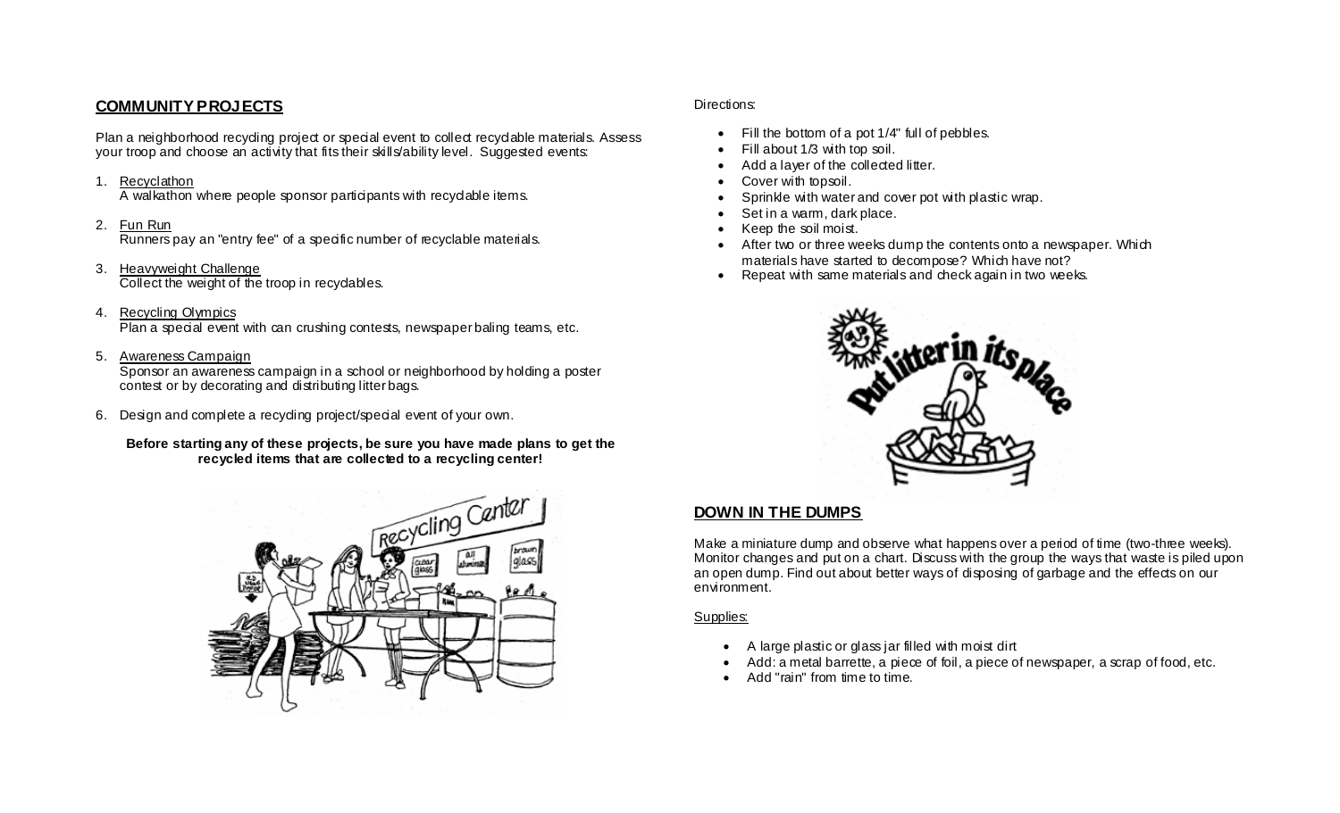## COMMUNITY PROJECTS

Plan a neighborhood recycling project or special event to collect recyclable materials. Assess your troop and choose an activity that fits their skills/ability level. Suggested events:

1. Recyclathon
   A walkathon where people sponsor participants with recyclable items.

2. Fun Run
   Runners pay an "entry fee" of a specific number of recyclable materials.

3. Heavyweight Challenge
   Collect the weight of the troop in recyclables.

4. Recycling Olympics
   Plan a special event with can crushing contests, newspaper baling teams, etc.

5. Awareness Campaign
   Sponsor an awareness campaign in a school or neighborhood by holding a poster contest or by decorating and distributing litter bags.

6. Design and complete a recycling project/special event of your own.

**Before starting any of these projects, be sure you have made plans to get the recycled items that are collected to a recycling center!**

Directions:

- Fill the bottom of a pot 1/4" full of pebbles.
- Fill about 1/3 with top soil.
- Add a layer of the collected litter.
- Cover with topsoil.
- Sprinkle with water and cover pot with plastic wrap.
- Set in a warm, dark place.
- Keep the soil moist.
- After two or three weeks dump the contents onto a newspaper. Which materials have started to decompose? Which have not?
- Repeat with same materials and check again in two weeks.

## DOWN IN THE DUMPS

Make a miniature dump and observe what happens over a period of time (two-three weeks). Monitor changes and put on a chart. Discuss with the group the ways that waste is piled upon an open dump. Find out about better ways of disposing of garbage and the effects on our environment.

Supplies:

- A large plastic or glass jar filled with moist dirt
- Add: a metal barrette, a piece of foil, a piece of newspaper, a scrap of food, etc.
- Add "rain" from time to time.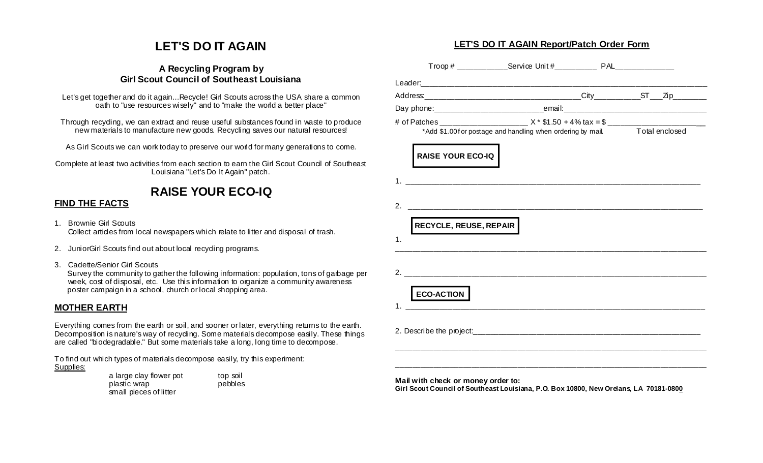# LET'S DO IT AGAIN

### A Recycling Program by
### Girl Scout Council of Southeast Louisiana

Let's get together and do it again...Recycle! Girl Scouts across the USA share a common oath to "use resources wisely" and to "make the world a better place"

Through recycling, we can extract and reuse useful substances found in waste to produce new materials to manufacture new goods. Recycling saves our natural resources!

As Girl Scouts we can work today to preserve our world for many generations to come.

Complete at least two activities from each section to earn the Girl Scout Council of Southeast Louisiana "Let's Do It Again" patch.

## RAISE YOUR ECO-IQ

### FIND THE FACTS

1. Brownie Girl Scouts
   Collect articles from local newspapers which relate to litter and disposal of trash.

2. JuniorGirl Scouts find out about local recycling programs.

3. Cadette/Senior Girl Scouts
   Survey the community to gather the following information: population, tons of garbage per week, cost of disposal, etc. Use this information to organize a community awareness poster campaign in a school, church or local shopping area.

### MOTHER EARTH

Everything comes from the earth or soil, and sooner or later, everything returns to the earth. Decomposition is nature's way of recycling. Some materials decompose easily. These things are called "biodegradable." But some materials take a long, long time to decompose.

To find out which types of materials decompose easily, try this experiment:
Supplies:

a large clay flower pot
plastic wrap
small pieces of litter
top soil
pebbles

## LET'S DO IT AGAIN Report/Patch Order Form

Troop # ____________Service Unit #__________ PAL______________

Leader:________________________________________________________________

Address:___________________________________City___________ST___Zip________

Day phone:_________________________email:_________________________________

# of Patches ____________________ X * $1.50 + 4% tax = $ _______________________

*Add $1.00 for postage and handling when ordering by mail. Total enclosed

**RAISE YOUR ECO-IQ**

1. ______________________________________________________________________

2. ______________________________________________________________________

**RECYCLE, REUSE, REPAIR**

1. ______________________________________________________________________

2. ______________________________________________________________________

**ECO-ACTION**

1. ______________________________________________________________________

2. Describe the project:_______________________________________________________

_________________________________________________________________________

_________________________________________________________________________

**Mail with check or money order to:**
**Girl Scout Council of Southeast Louisiana, P.O. Box 10800, New Orelans, LA 70181-0800**